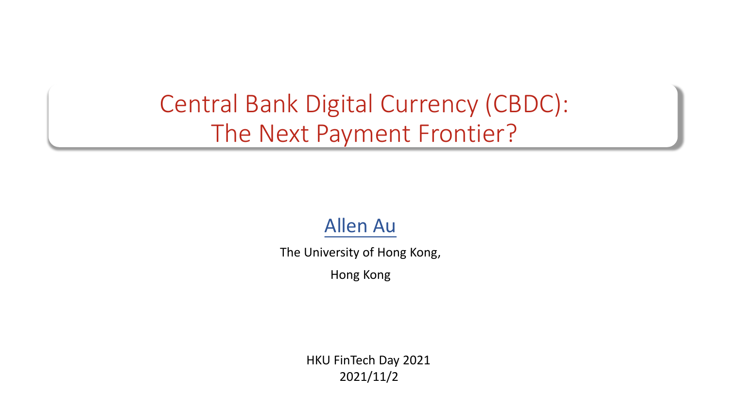# Central Bank Digital Currency (CBDC): The Next Payment Frontier?

Allen Au

The University of Hong Kong,

Hong Kong

HKU FinTech Day 2021

2021/11/2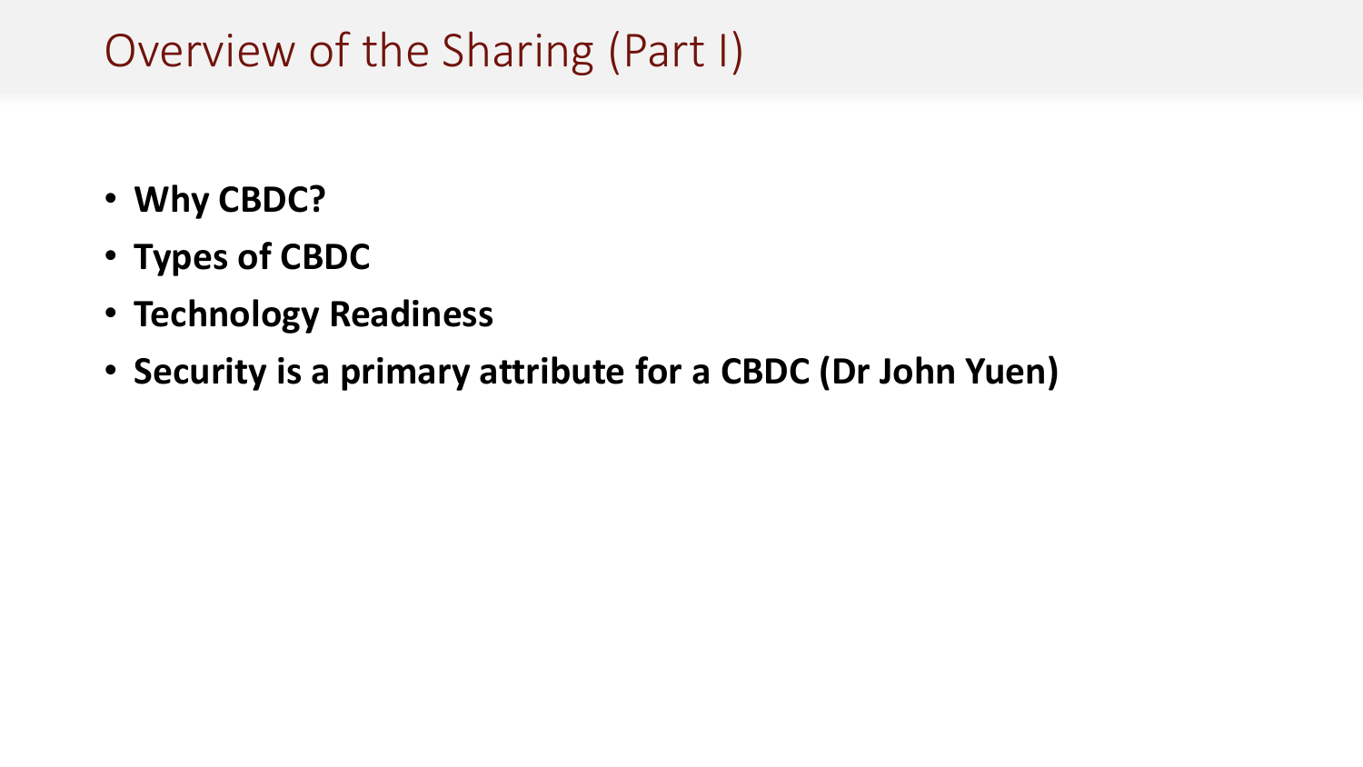# Overview of the Sharing (Part I)

- **Why CBDC?**
- **Types of CBDC**
- **Technology Readiness**
- **Security is a primary attribute for a CBDC (Dr John Yuen)**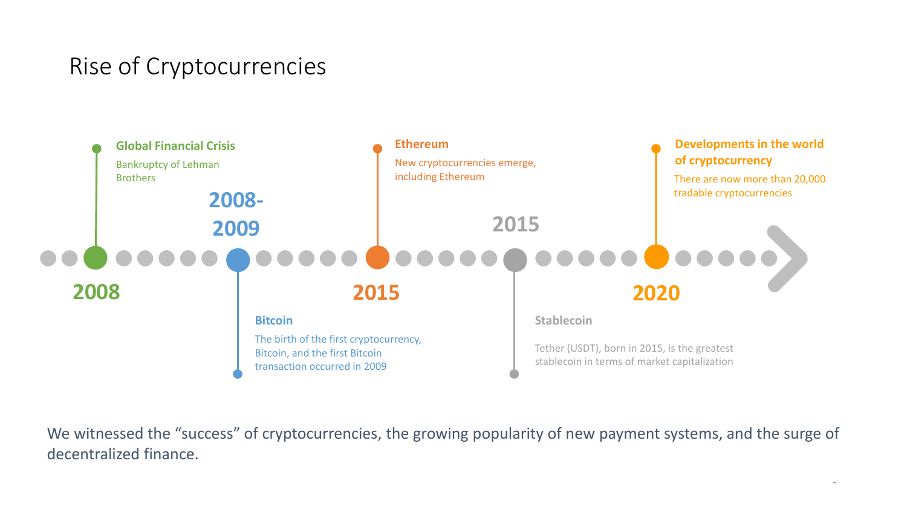# Rise of Cryptocurrencies

**2008**

**Global Financial Crisis**

Bankruptcy of Lehman Brothers

**2008-2009**

**Bitcoin**

The birth of the first cryptocurrency, Bitcoin, and the first Bitcoin transaction occurred in 2009

**2015**

**Ethereum**

New cryptocurrencies emerge, including Ethereum

**2015**

**Stablecoin**

Tether (USDT), born in 2015, is the greatest stablecoin in terms of market capitalization

**2020**

**Developments in the world of cryptocurrency**

There are now more than 20,000 tradable cryptocurrencies

We witnessed the “success” of cryptocurrencies, the growing popularity of new payment systems, and the surge of decentralized finance.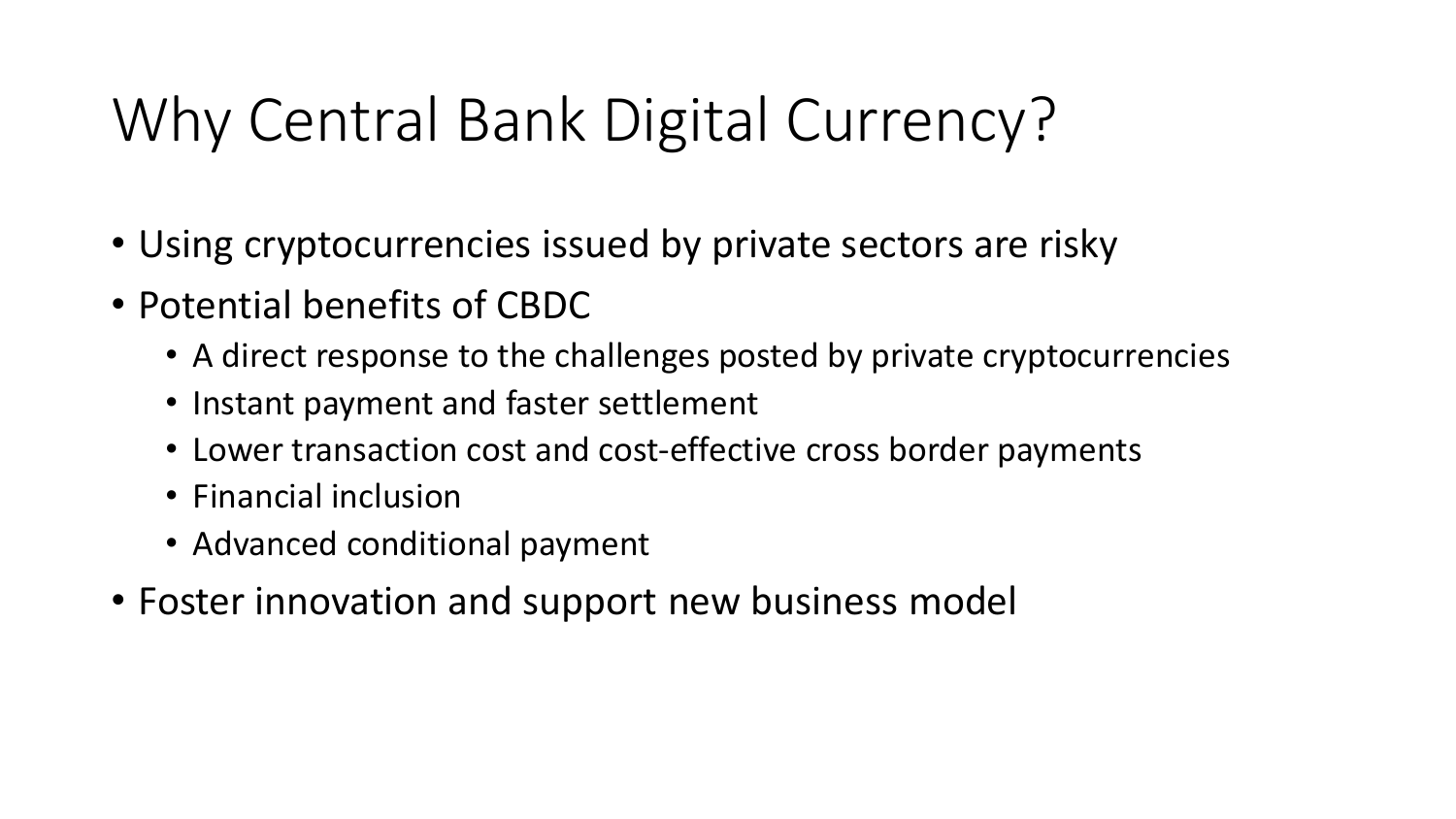# Why Central Bank Digital Currency?

- Using cryptocurrencies issued by private sectors are risky
- Potential benefits of CBDC
  - A direct response to the challenges posted by private cryptocurrencies
  - Instant payment and faster settlement
  - Lower transaction cost and cost-effective cross border payments
  - Financial inclusion
  - Advanced conditional payment
- Foster innovation and support new business model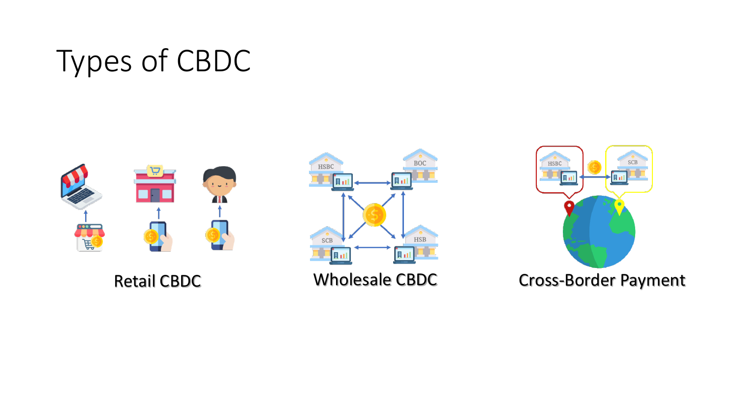# Types of CBDC

Retail CBDC

Wholesale CBDC

Cross-Border Payment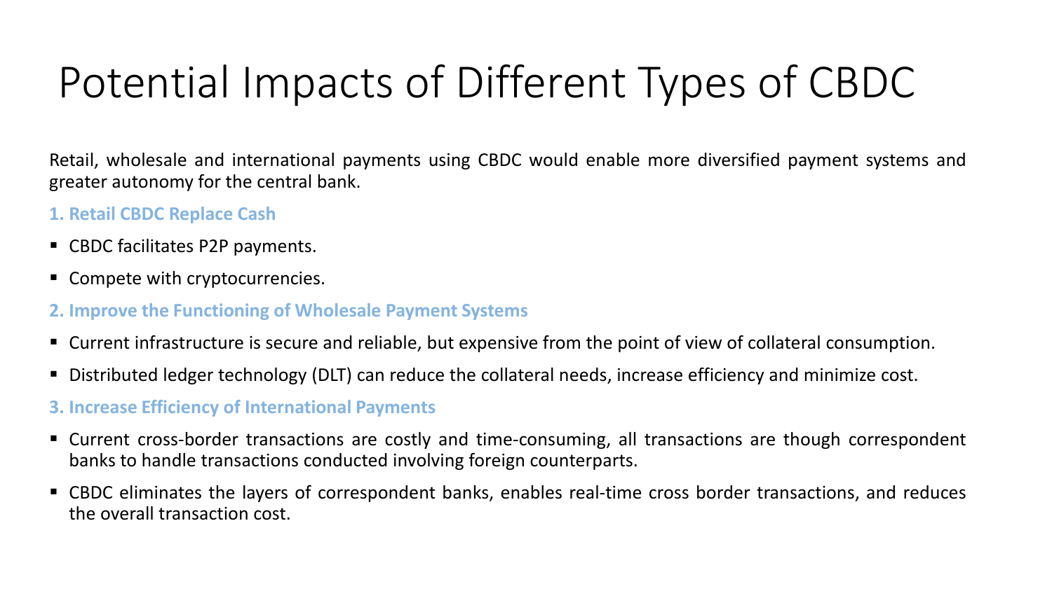# Potential Impacts of Different Types of CBDC

Retail, wholesale and international payments using CBDC would enable more diversified payment systems and greater autonomy for the central bank.

**1. Retail CBDC Replace Cash**

- CBDC facilitates P2P payments.
- Compete with cryptocurrencies.

**2. Improve the Functioning of Wholesale Payment Systems**

- Current infrastructure is secure and reliable, but expensive from the point of view of collateral consumption.
- Distributed ledger technology (DLT) can reduce the collateral needs, increase efficiency and minimize cost.

**3. Increase Efficiency of International Payments**

- Current cross-border transactions are costly and time-consuming, all transactions are though correspondent banks to handle transactions conducted involving foreign counterparts.
- CBDC eliminates the layers of correspondent banks, enables real-time cross border transactions, and reduces the overall transaction cost.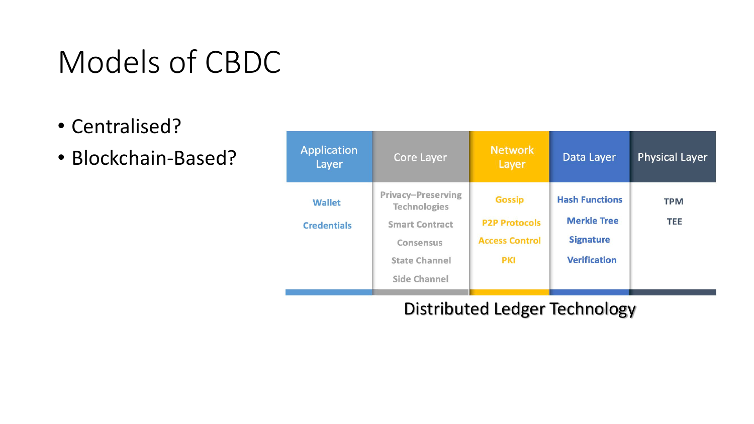# Models of CBDC

- Centralised?
- Blockchain-Based?

| Application Layer | Core Layer | Network Layer | Data Layer | Physical Layer |
| --- | --- | --- | --- | --- |
| Wallet | Privacy–Preserving Technologies | Gossip | Hash Functions | TPM |
| Credentials | Smart Contract | P2P Protocols | Merkle Tree | TEE |
| | Consensus | Access Control | Signature | |
| | State Channel | PKI | Verification | |
| | Side Channel | | | |

Distributed Ledger Technology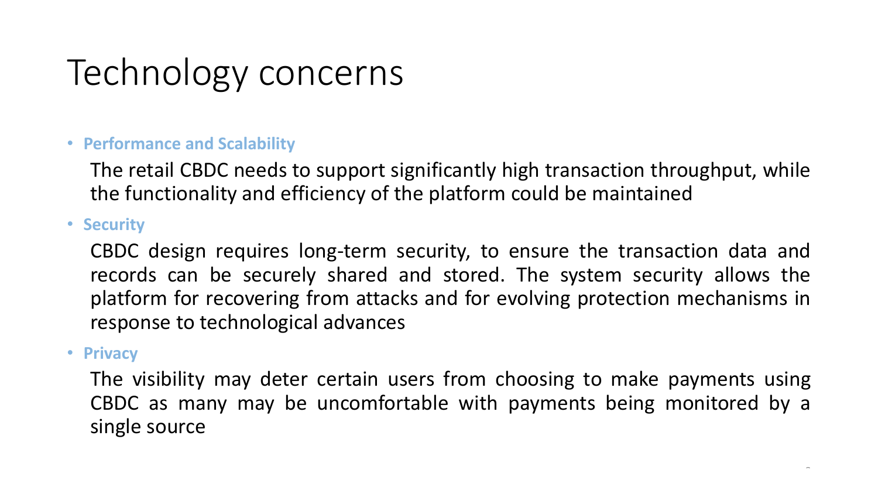# Technology concerns

- **Performance and Scalability**

  The retail CBDC needs to support significantly high transaction throughput, while the functionality and efficiency of the platform could be maintained

- **Security**

  CBDC design requires long-term security, to ensure the transaction data and records can be securely shared and stored. The system security allows the platform for recovering from attacks and for evolving protection mechanisms in response to technological advances

- **Privacy**

  The visibility may deter certain users from choosing to make payments using CBDC as many may be uncomfortable with payments being monitored by a single source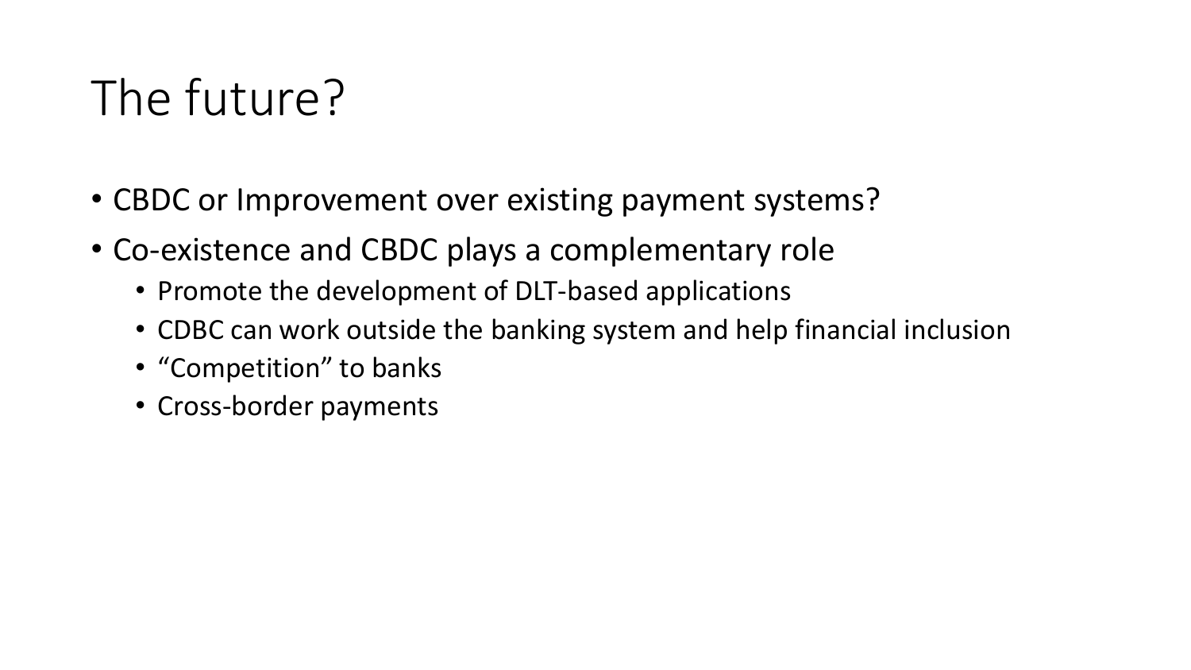# The future?

- CBDC or Improvement over existing payment systems?
- Co-existence and CBDC plays a complementary role
  - Promote the development of DLT-based applications
  - CDBC can work outside the banking system and help financial inclusion
  - “Competition” to banks
  - Cross-border payments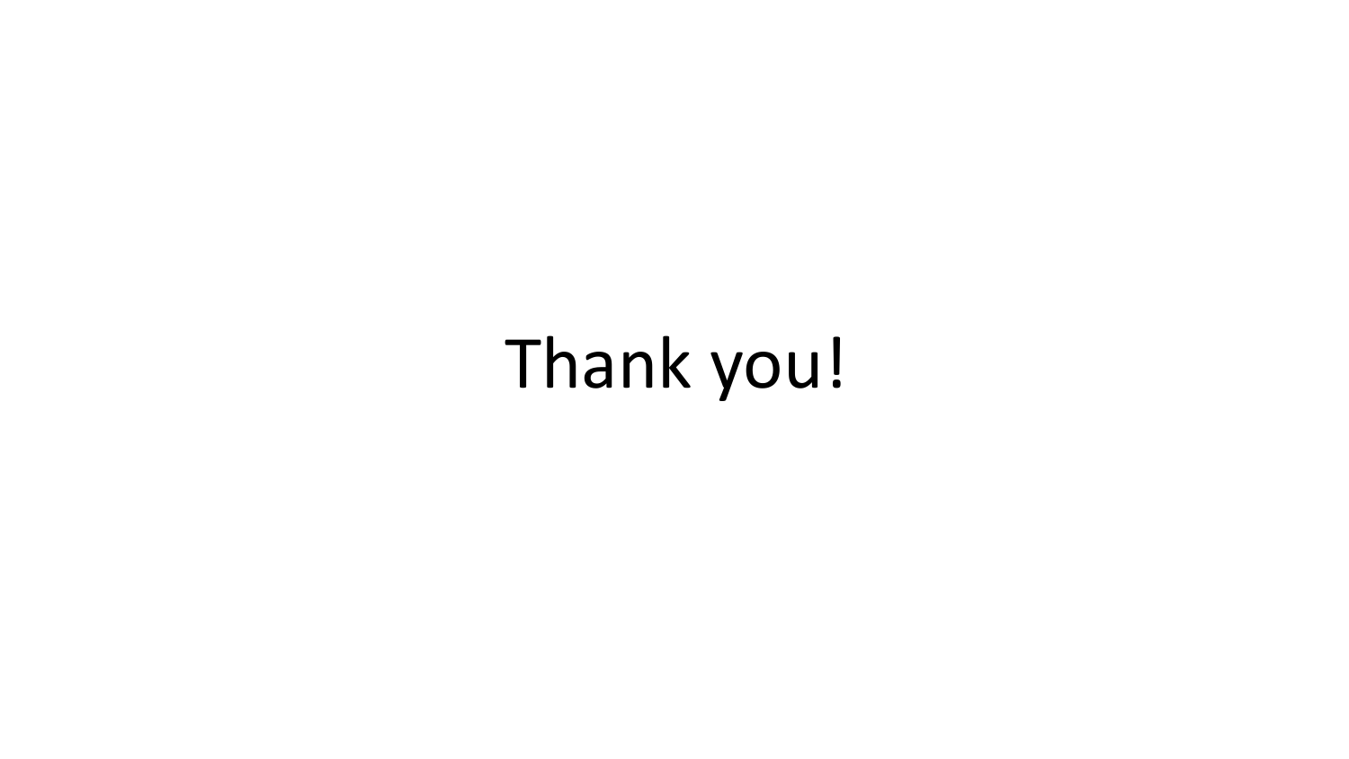Thank you!